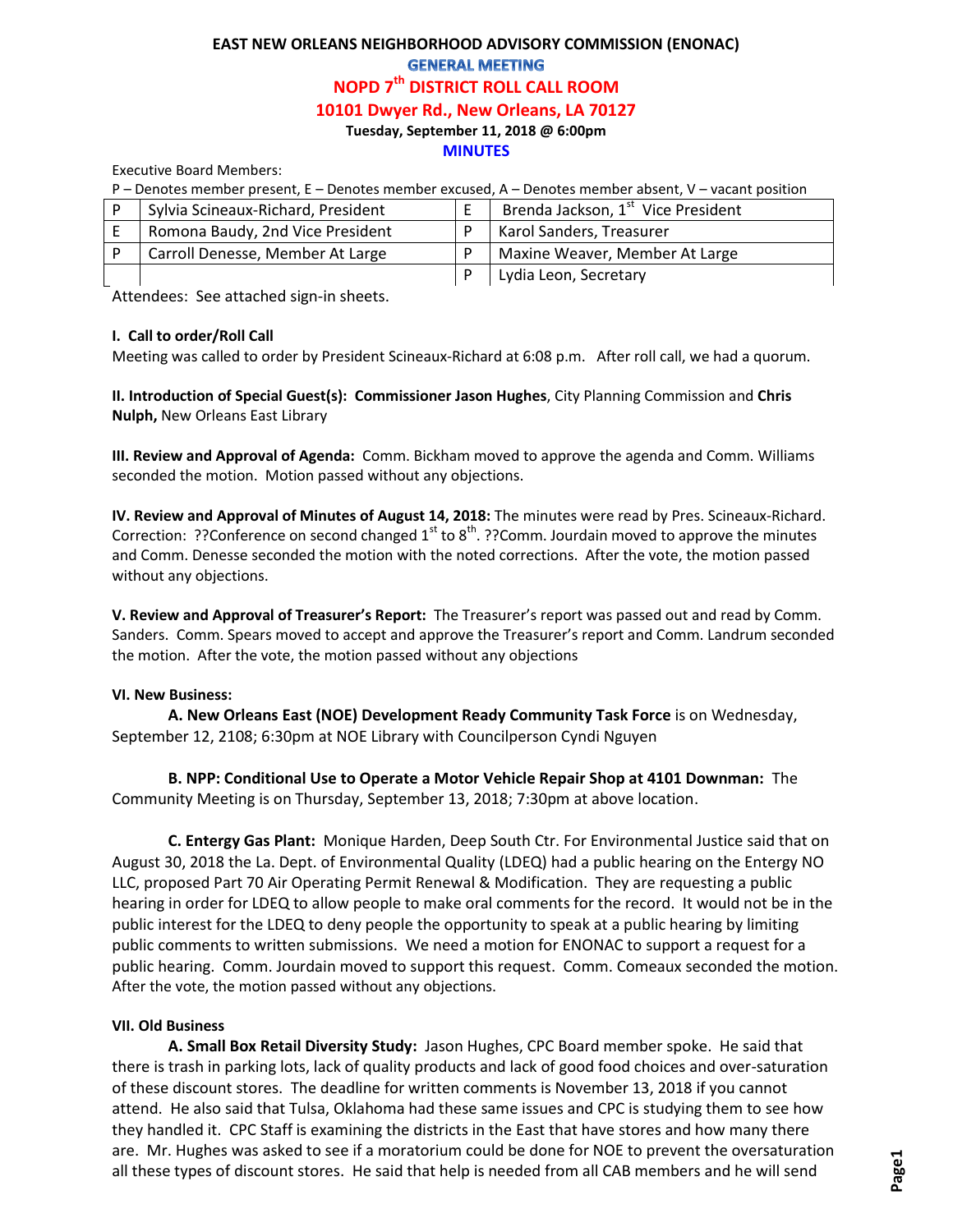# EAST NEW ORLEANS NEIGHBORHOOD ADVISORY COMMISSION (ENONAC)

## GENERAL MEETING

## NOPD 7th DISTRICT ROLL CALL ROOM

## 10101 Dwyer Rd., New Orleans, LA 70127

**Tuesday, September 11, 2018 @ 6:00pm**

**MINUTES**

Executive Board Members:

P – Denotes member present, E – Denotes member excused, A – Denotes member absent, V – vacant position

| | | | |
|---|---|---|---|
| P | Sylvia Scineaux-Richard, President | E | Brenda Jackson, 1st Vice President |
| E | Romona Baudy, 2nd Vice President | P | Karol Sanders, Treasurer |
| P | Carroll Denesse, Member At Large | P | Maxine Weaver, Member At Large |
| | | P | Lydia Leon, Secretary |

Attendees: See attached sign-in sheets.

**I. Call to order/Roll Call**

Meeting was called to order by President Scineaux-Richard at 6:08 p.m. After roll call, we had a quorum.

**II. Introduction of Special Guest(s): Commissioner Jason Hughes**, City Planning Commission and **Chris Nulph,** New Orleans East Library

**III. Review and Approval of Agenda:** Comm. Bickham moved to approve the agenda and Comm. Williams seconded the motion. Motion passed without any objections.

**IV. Review and Approval of Minutes of August 14, 2018:** The minutes were read by Pres. Scineaux-Richard. Correction: ??Conference on second changed 1st to 8th. ??Comm. Jourdain moved to approve the minutes and Comm. Denesse seconded the motion with the noted corrections. After the vote, the motion passed without any objections.

**V. Review and Approval of Treasurer's Report:** The Treasurer's report was passed out and read by Comm. Sanders. Comm. Spears moved to accept and approve the Treasurer's report and Comm. Landrum seconded the motion. After the vote, the motion passed without any objections

**VI. New Business:**

**A. New Orleans East (NOE) Development Ready Community Task Force** is on Wednesday, September 12, 2108; 6:30pm at NOE Library with Councilperson Cyndi Nguyen

**B. NPP: Conditional Use to Operate a Motor Vehicle Repair Shop at 4101 Downman:** The Community Meeting is on Thursday, September 13, 2018; 7:30pm at above location.

**C. Entergy Gas Plant:** Monique Harden, Deep South Ctr. For Environmental Justice said that on August 30, 2018 the La. Dept. of Environmental Quality (LDEQ) had a public hearing on the Entergy NO LLC, proposed Part 70 Air Operating Permit Renewal & Modification. They are requesting a public hearing in order for LDEQ to allow people to make oral comments for the record. It would not be in the public interest for the LDEQ to deny people the opportunity to speak at a public hearing by limiting public comments to written submissions. We need a motion for ENONAC to support a request for a public hearing. Comm. Jourdain moved to support this request. Comm. Comeaux seconded the motion. After the vote, the motion passed without any objections.

**VII. Old Business**

**A. Small Box Retail Diversity Study:** Jason Hughes, CPC Board member spoke. He said that there is trash in parking lots, lack of quality products and lack of good food choices and over-saturation of these discount stores. The deadline for written comments is November 13, 2018 if you cannot attend. He also said that Tulsa, Oklahoma had these same issues and CPC is studying them to see how they handled it. CPC Staff is examining the districts in the East that have stores and how many there are. Mr. Hughes was asked to see if a moratorium could be done for NOE to prevent the oversaturation all these types of discount stores. He said that help is needed from all CAB members and he will send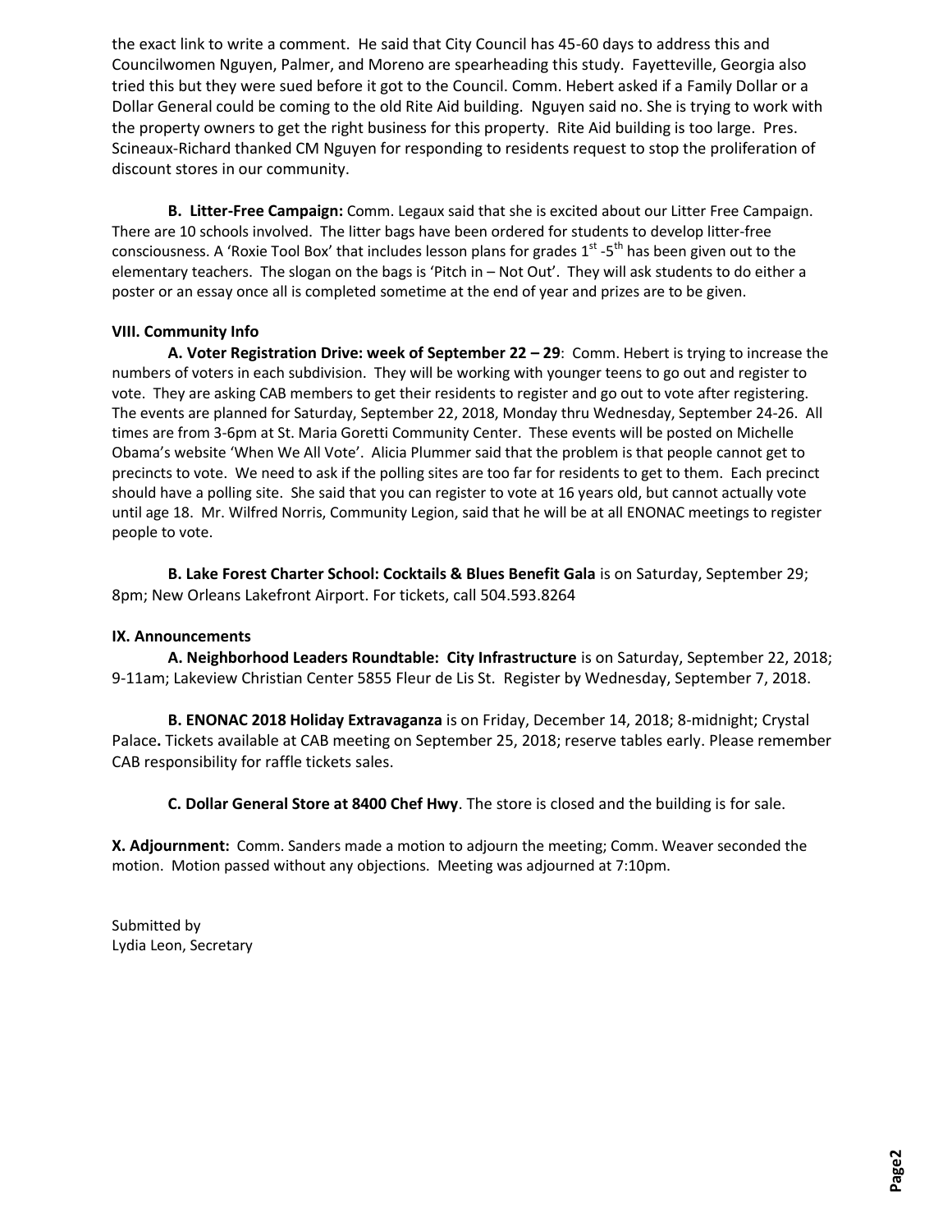the exact link to write a comment. He said that City Council has 45-60 days to address this and Councilwomen Nguyen, Palmer, and Moreno are spearheading this study. Fayetteville, Georgia also tried this but they were sued before it got to the Council. Comm. Hebert asked if a Family Dollar or a Dollar General could be coming to the old Rite Aid building. Nguyen said no. She is trying to work with the property owners to get the right business for this property. Rite Aid building is too large. Pres. Scineaux-Richard thanked CM Nguyen for responding to residents request to stop the proliferation of discount stores in our community.

**B. Litter-Free Campaign:** Comm. Legaux said that she is excited about our Litter Free Campaign. There are 10 schools involved. The litter bags have been ordered for students to develop litter-free consciousness. A 'Roxie Tool Box' that includes lesson plans for grades 1st -5th has been given out to the elementary teachers. The slogan on the bags is 'Pitch in – Not Out'. They will ask students to do either a poster or an essay once all is completed sometime at the end of year and prizes are to be given.

**VIII. Community Info**

**A. Voter Registration Drive: week of September 22 – 29**: Comm. Hebert is trying to increase the numbers of voters in each subdivision. They will be working with younger teens to go out and register to vote. They are asking CAB members to get their residents to register and go out to vote after registering. The events are planned for Saturday, September 22, 2018, Monday thru Wednesday, September 24-26. All times are from 3-6pm at St. Maria Goretti Community Center. These events will be posted on Michelle Obama's website 'When We All Vote'. Alicia Plummer said that the problem is that people cannot get to precincts to vote. We need to ask if the polling sites are too far for residents to get to them. Each precinct should have a polling site. She said that you can register to vote at 16 years old, but cannot actually vote until age 18. Mr. Wilfred Norris, Community Legion, said that he will be at all ENONAC meetings to register people to vote.

**B. Lake Forest Charter School: Cocktails & Blues Benefit Gala** is on Saturday, September 29; 8pm; New Orleans Lakefront Airport. For tickets, call 504.593.8264

**IX. Announcements**

**A. Neighborhood Leaders Roundtable: City Infrastructure** is on Saturday, September 22, 2018; 9-11am; Lakeview Christian Center 5855 Fleur de Lis St. Register by Wednesday, September 7, 2018.

**B. ENONAC 2018 Holiday Extravaganza** is on Friday, December 14, 2018; 8-midnight; Crystal Palace**.** Tickets available at CAB meeting on September 25, 2018; reserve tables early. Please remember CAB responsibility for raffle tickets sales.

**C. Dollar General Store at 8400 Chef Hwy**. The store is closed and the building is for sale.

**X. Adjournment:** Comm. Sanders made a motion to adjourn the meeting; Comm. Weaver seconded the motion. Motion passed without any objections. Meeting was adjourned at 7:10pm.

Submitted by
Lydia Leon, Secretary